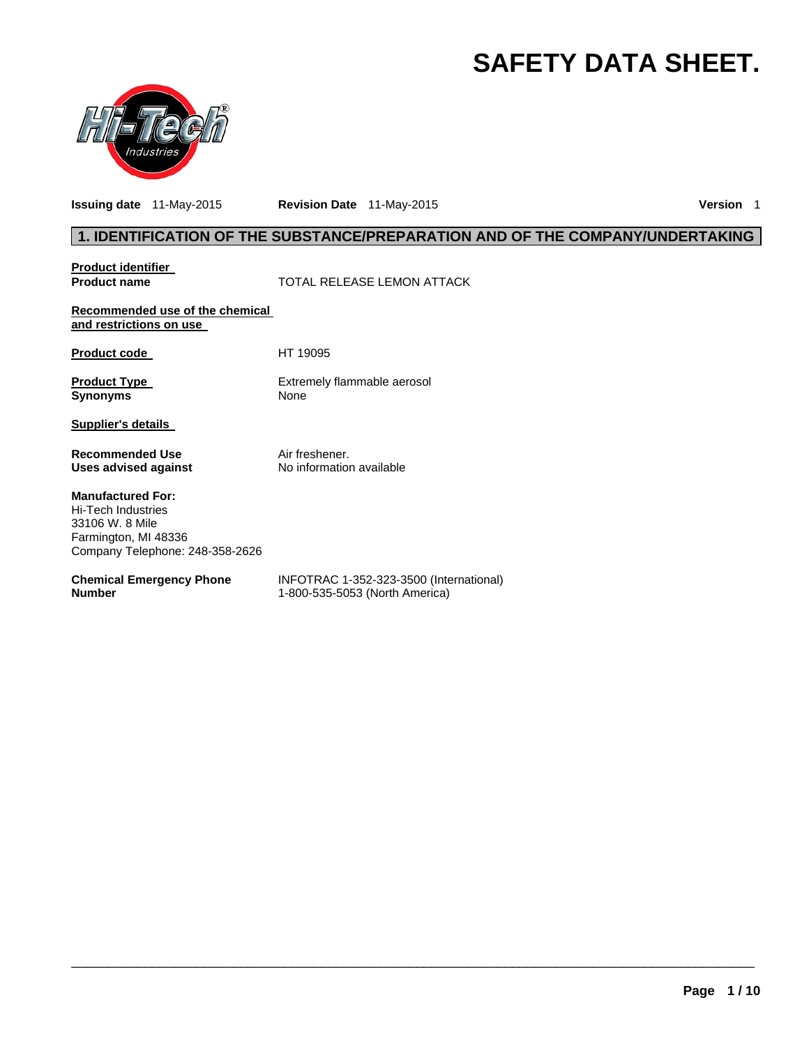# SAFETY DATA SHEET.

**Issuing date** 11-May-2015 **Revision Date** 11-May-2015 **Version** 1

## 1. IDENTIFICATION OF THE SUBSTANCE/PREPARATION AND OF THE COMPANY/UNDERTAKING

**Product identifier**

**Product name** TOTAL RELEASE LEMON ATTACK

**Recommended use of the chemical and restrictions on use**

**Product code** HT 19095

**Product Type** Extremely flammable aerosol

**Synonyms** None

**Supplier's details**

**Recommended Use** Air freshener.

**Uses advised against** No information available

**Manufactured For:**
Hi-Tech Industries
33106 W. 8 Mile
Farmington, MI 48336
Company Telephone: 248-358-2626

**Chemical Emergency Phone Number** INFOTRAC 1-352-323-3500 (International)
1-800-535-5053 (North America)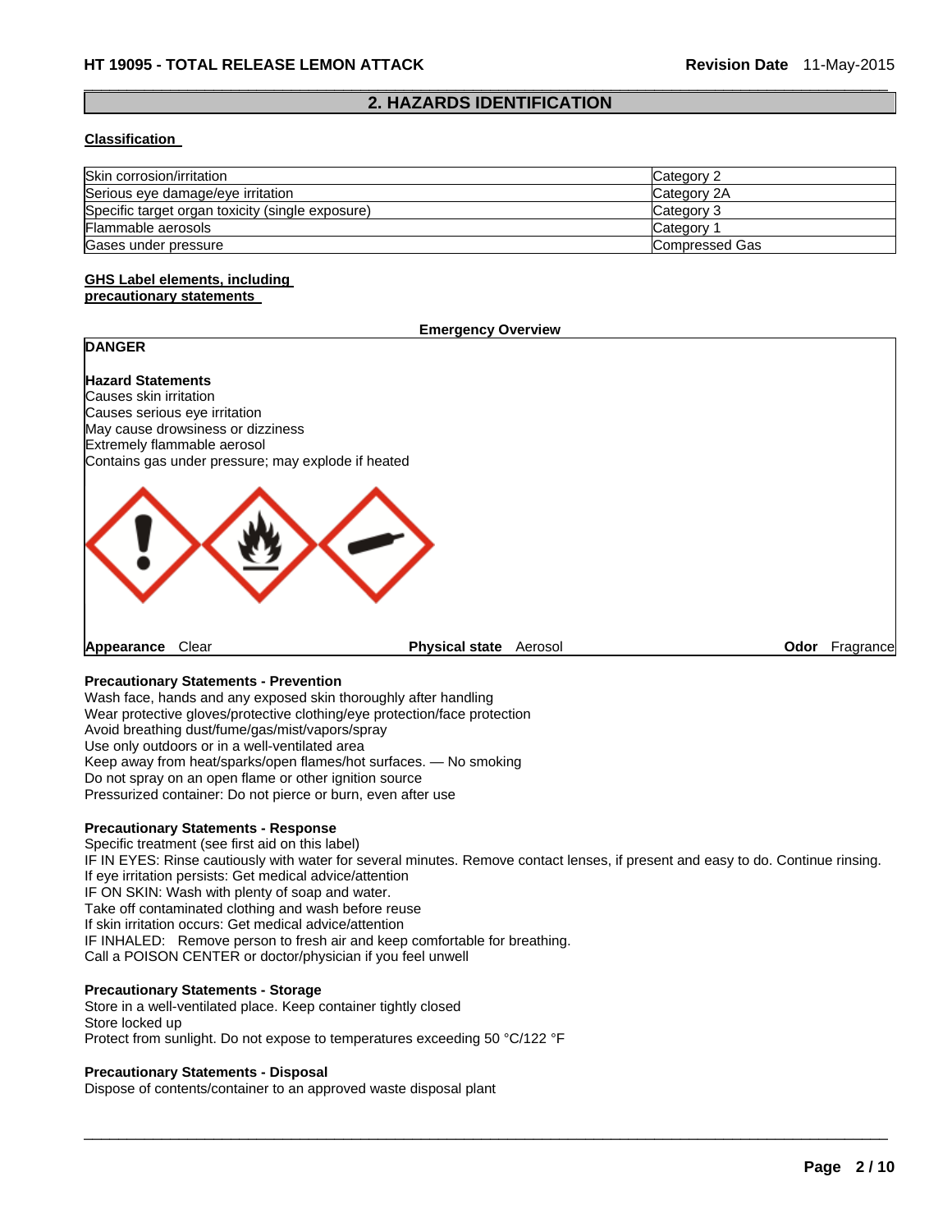## 2. HAZARDS IDENTIFICATION

**Classification**

| | |
|---|---|
| Skin corrosion/irritation | Category 2 |
| Serious eye damage/eye irritation | Category 2A |
| Specific target organ toxicity (single exposure) | Category 3 |
| Flammable aerosols | Category 1 |
| Gases under pressure | Compressed Gas |

**GHS Label elements, including precautionary statements**

**Emergency Overview**

**DANGER**

**Hazard Statements**
Causes skin irritation
Causes serious eye irritation
May cause drowsiness or dizziness
Extremely flammable aerosol
Contains gas under pressure; may explode if heated

**Appearance** Clear **Physical state** Aerosol **Odor** Fragrance

**Precautionary Statements - Prevention**
Wash face, hands and any exposed skin thoroughly after handling
Wear protective gloves/protective clothing/eye protection/face protection
Avoid breathing dust/fume/gas/mist/vapors/spray
Use only outdoors or in a well-ventilated area
Keep away from heat/sparks/open flames/hot surfaces. — No smoking
Do not spray on an open flame or other ignition source
Pressurized container: Do not pierce or burn, even after use

**Precautionary Statements - Response**
Specific treatment (see first aid on this label)
IF IN EYES: Rinse cautiously with water for several minutes. Remove contact lenses, if present and easy to do. Continue rinsing.
If eye irritation persists: Get medical advice/attention
IF ON SKIN: Wash with plenty of soap and water.
Take off contaminated clothing and wash before reuse
If skin irritation occurs: Get medical advice/attention
IF INHALED: Remove person to fresh air and keep comfortable for breathing.
Call a POISON CENTER or doctor/physician if you feel unwell

**Precautionary Statements - Storage**
Store in a well-ventilated place. Keep container tightly closed
Store locked up
Protect from sunlight. Do not expose to temperatures exceeding 50 °C/122 °F

**Precautionary Statements - Disposal**
Dispose of contents/container to an approved waste disposal plant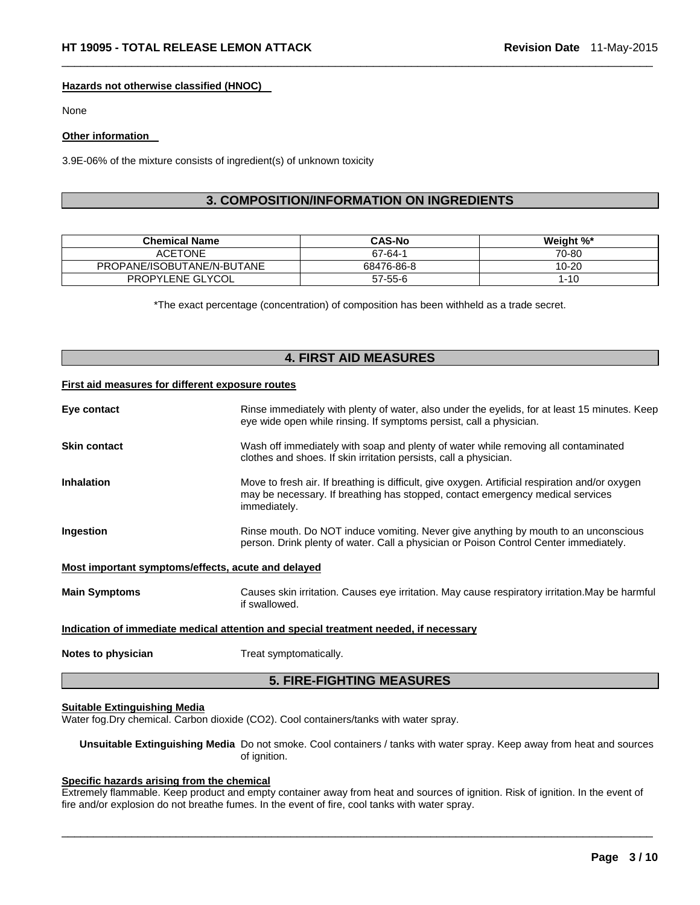**Hazards not otherwise classified (HNOC)**

None

**Other information**

3.9E-06% of the mixture consists of ingredient(s) of unknown toxicity

## 3. COMPOSITION/INFORMATION ON INGREDIENTS

| Chemical Name | CAS-No | Weight %* |
|---|---|---|
| ACETONE | 67-64-1 | 70-80 |
| PROPANE/ISOBUTANE/N-BUTANE | 68476-86-8 | 10-20 |
| PROPYLENE GLYCOL | 57-55-6 | 1-10 |

*The exact percentage (concentration) of composition has been withheld as a trade secret.

## 4. FIRST AID MEASURES

**First aid measures for different exposure routes**

**Eye contact** Rinse immediately with plenty of water, also under the eyelids, for at least 15 minutes. Keep eye wide open while rinsing. If symptoms persist, call a physician.

**Skin contact** Wash off immediately with soap and plenty of water while removing all contaminated clothes and shoes. If skin irritation persists, call a physician.

**Inhalation** Move to fresh air. If breathing is difficult, give oxygen. Artificial respiration and/or oxygen may be necessary. If breathing has stopped, contact emergency medical services immediately.

**Ingestion** Rinse mouth. Do NOT induce vomiting. Never give anything by mouth to an unconscious person. Drink plenty of water. Call a physician or Poison Control Center immediately.

**Most important symptoms/effects, acute and delayed**

**Main Symptoms** Causes skin irritation. Causes eye irritation. May cause respiratory irritation.May be harmful if swallowed.

**Indication of immediate medical attention and special treatment needed, if necessary**

**Notes to physician** Treat symptomatically.

## 5. FIRE-FIGHTING MEASURES

**Suitable Extinguishing Media**

Water fog.Dry chemical. Carbon dioxide ($CO_2$). Cool containers/tanks with water spray.

**Unsuitable Extinguishing Media** Do not smoke. Cool containers / tanks with water spray. Keep away from heat and sources of ignition.

**Specific hazards arising from the chemical**

Extremely flammable. Keep product and empty container away from heat and sources of ignition. Risk of ignition. In the event of fire and/or explosion do not breathe fumes. In the event of fire, cool tanks with water spray.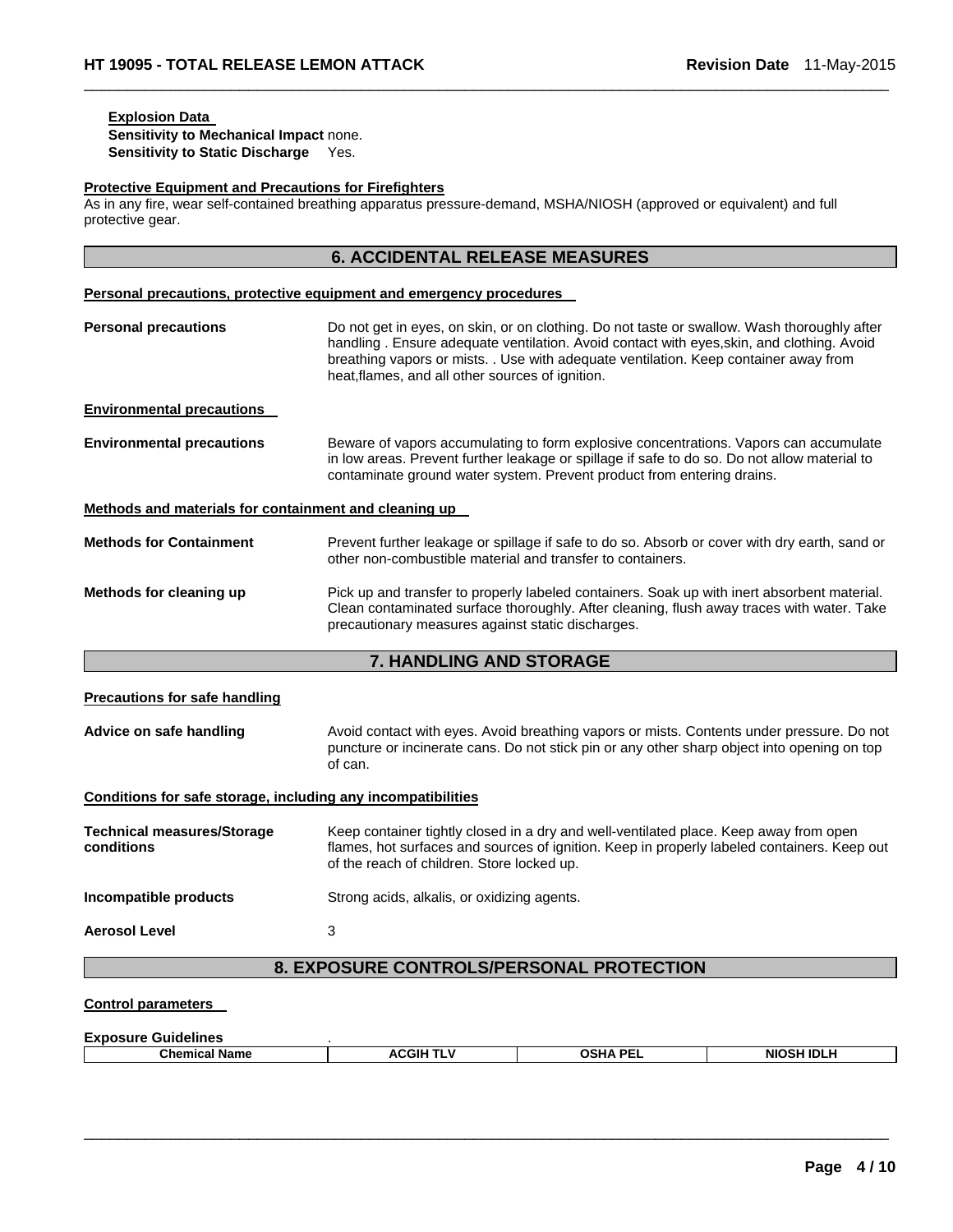**Explosion Data**
**Sensitivity to Mechanical Impact** none.
**Sensitivity to Static Discharge** Yes.

**Protective Equipment and Precautions for Firefighters**
As in any fire, wear self-contained breathing apparatus pressure-demand, MSHA/NIOSH (approved or equivalent) and full protective gear.

## 6. ACCIDENTAL RELEASE MEASURES

**Personal precautions, protective equipment and emergency procedures**

**Personal precautions** Do not get in eyes, on skin, or on clothing. Do not taste or swallow. Wash thoroughly after handling . Ensure adequate ventilation. Avoid contact with eyes,skin, and clothing. Avoid breathing vapors or mists. . Use with adequate ventilation. Keep container away from heat,flames, and all other sources of ignition.

**Environmental precautions**

**Environmental precautions** Beware of vapors accumulating to form explosive concentrations. Vapors can accumulate in low areas. Prevent further leakage or spillage if safe to do so. Do not allow material to contaminate ground water system. Prevent product from entering drains.

**Methods and materials for containment and cleaning up**

**Methods for Containment** Prevent further leakage or spillage if safe to do so. Absorb or cover with dry earth, sand or other non-combustible material and transfer to containers.

**Methods for cleaning up** Pick up and transfer to properly labeled containers. Soak up with inert absorbent material. Clean contaminated surface thoroughly. After cleaning, flush away traces with water. Take precautionary measures against static discharges.

## 7. HANDLING AND STORAGE

**Precautions for safe handling**

**Advice on safe handling** Avoid contact with eyes. Avoid breathing vapors or mists. Contents under pressure. Do not puncture or incinerate cans. Do not stick pin or any other sharp object into opening on top of can.

**Conditions for safe storage, including any incompatibilities**

**Technical measures/Storage conditions** Keep container tightly closed in a dry and well-ventilated place. Keep away from open flames, hot surfaces and sources of ignition. Keep in properly labeled containers. Keep out of the reach of children. Store locked up.

**Incompatible products** Strong acids, alkalis, or oxidizing agents.

**Aerosol Level** 3

## 8. EXPOSURE CONTROLS/PERSONAL PROTECTION

**Control parameters**

**Exposure Guidelines** .

| Chemical Name | ACGIH TLV | OSHA PEL | NIOSH IDLH |
|---|---|---|---|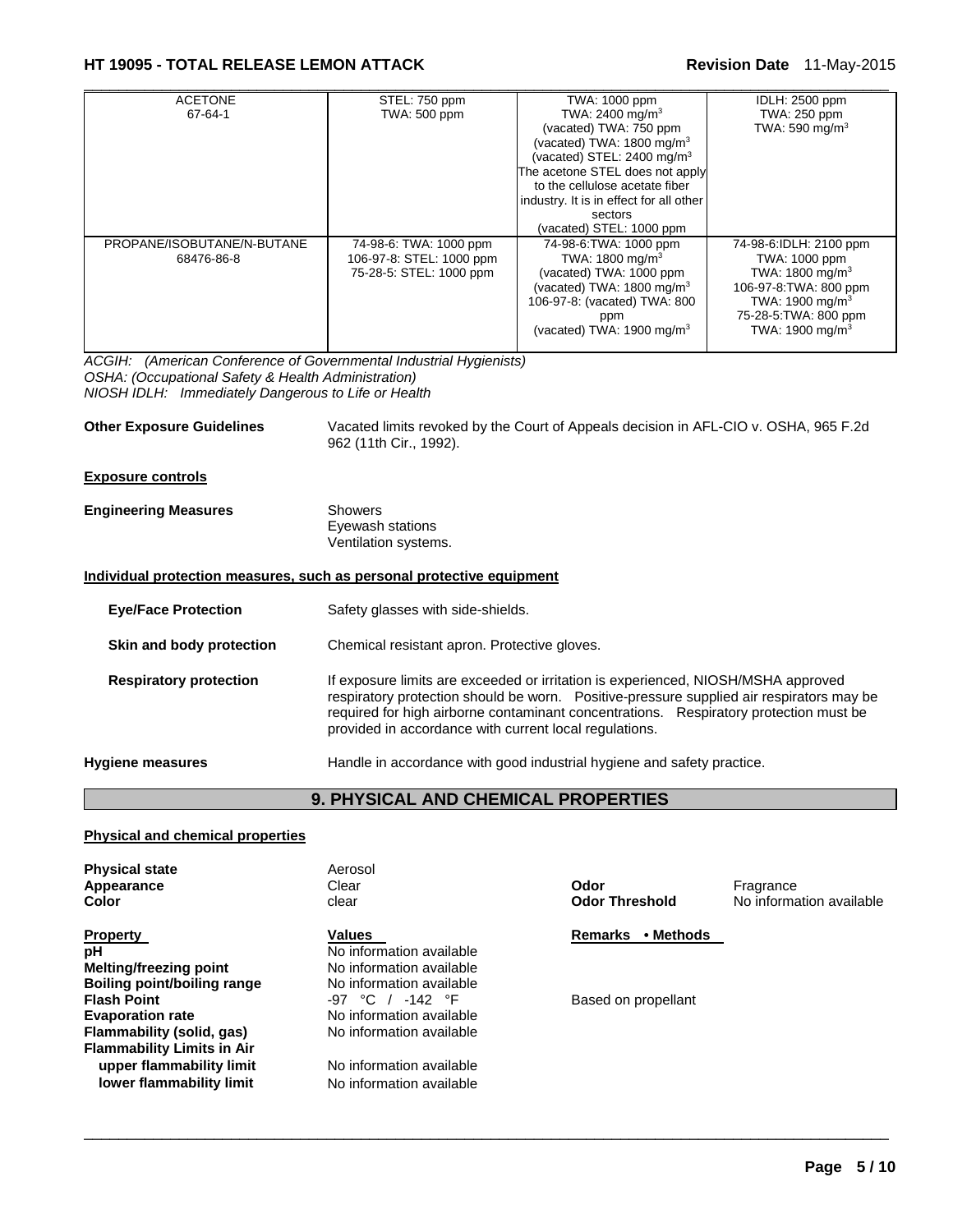| ACETONE 67-64-1 | STEL: 750 ppm TWA: 500 ppm | TWA: 1000 ppm TWA: 2400 mg/m$^3$ (vacated) TWA: 750 ppm (vacated) TWA: 1800 mg/m$^3$ (vacated) STEL: 2400 mg/m$^3$ The acetone STEL does not apply to the cellulose acetate fiber industry. It is in effect for all other sectors (vacated) STEL: 1000 ppm | IDLH: 2500 ppm TWA: 250 ppm TWA: 590 mg/m$^3$ |
|---|---|---|---|
| PROPANE/ISOBUTANE/N-BUTANE 68476-86-8 | 74-98-6: TWA: 1000 ppm 106-97-8: STEL: 1000 ppm 75-28-5: STEL: 1000 ppm | 74-98-6:TWA: 1000 ppm TWA: 1800 mg/m$^3$ (vacated) TWA: 1000 ppm (vacated) TWA: 1800 mg/m$^3$ 106-97-8: (vacated) TWA: 800 ppm (vacated) TWA: 1900 mg/m$^3$ | 74-98-6:IDLH: 2100 ppm TWA: 1000 ppm TWA: 1800 mg/m$^3$ 106-97-8:TWA: 800 ppm TWA: 1900 mg/m$^3$ 75-28-5:TWA: 800 ppm TWA: 1900 mg/m$^3$ |

*ACGIH: (American Conference of Governmental Industrial Hygienists)*
*OSHA: (Occupational Safety & Health Administration)*
*NIOSH IDLH: Immediately Dangerous to Life or Health*

**Other Exposure Guidelines** Vacated limits revoked by the Court of Appeals decision in AFL-CIO v. OSHA, 965 F.2d 962 (11th Cir., 1992).

**Exposure controls**

**Engineering Measures** Showers
Eyewash stations
Ventilation systems.

**Individual protection measures, such as personal protective equipment**

**Eye/Face Protection** Safety glasses with side-shields.

**Skin and body protection** Chemical resistant apron. Protective gloves.

**Respiratory protection** If exposure limits are exceeded or irritation is experienced, NIOSH/MSHA approved respiratory protection should be worn. Positive-pressure supplied air respirators may be required for high airborne contaminant concentrations. Respiratory protection must be provided in accordance with current local regulations.

**Hygiene measures** Handle in accordance with good industrial hygiene and safety practice.

## 9. PHYSICAL AND CHEMICAL PROPERTIES

**Physical and chemical properties**

**Physical state** Aerosol
**Appearance** Clear
**Color** clear
**Odor** Fragrance
**Odor Threshold** No information available

| Property | Values | Remarks • Methods |
|---|---|---|
| **pH** | No information available | |
| **Melting/freezing point** | No information available | |
| **Boiling point/boiling range** | No information available | |
| **Flash Point** | -97 °C / -142 °F | Based on propellant |
| **Evaporation rate** | No information available | |
| **Flammability (solid, gas)** | No information available | |
| **Flammability Limits in Air** | | |
| **upper flammability limit** | No information available | |
| **lower flammability limit** | No information available | |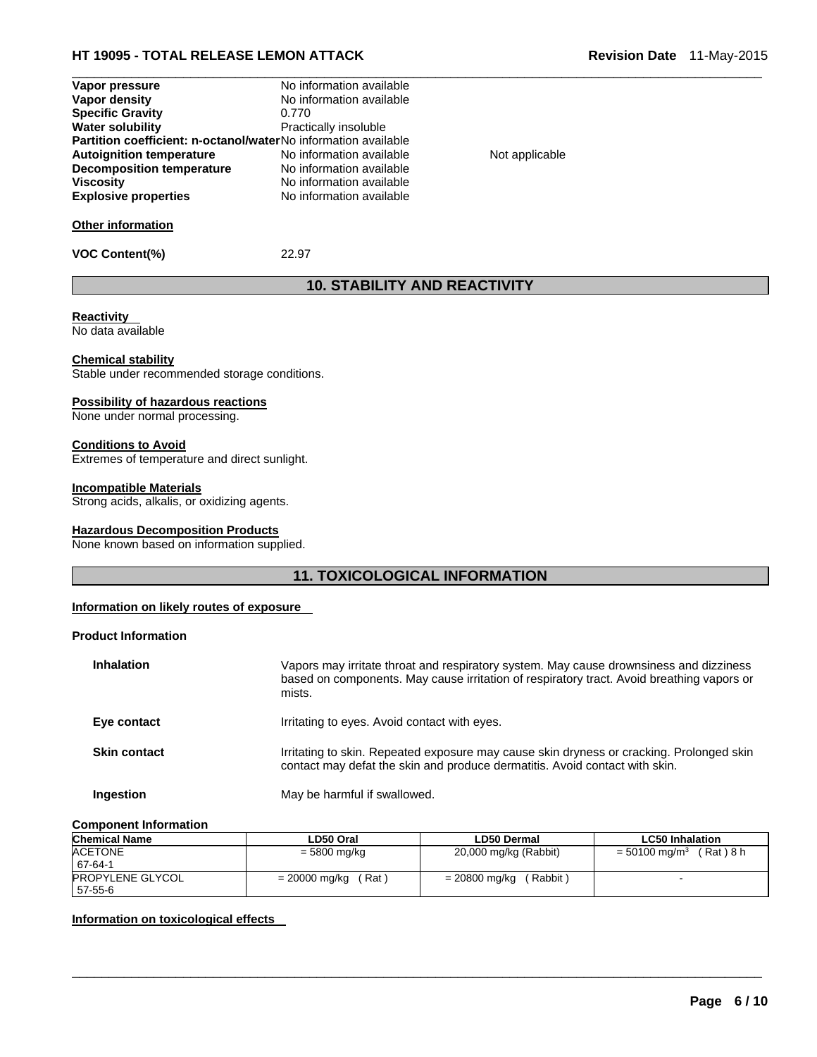| | | |
|---|---|---|
| **Vapor pressure** | No information available | |
| **Vapor density** | No information available | |
| **Specific Gravity** | 0.770 | |
| **Water solubility** | Practically insoluble | |
| **Partition coefficient: n-octanol/water** | No information available | |
| **Autoignition temperature** | No information available | Not applicable |
| **Decomposition temperature** | No information available | |
| **Viscosity** | No information available | |
| **Explosive properties** | No information available | |

**Other information**

**VOC Content(%)** 22.97

## 10. STABILITY AND REACTIVITY

**Reactivity**
No data available

**Chemical stability**
Stable under recommended storage conditions.

**Possibility of hazardous reactions**
None under normal processing.

**Conditions to Avoid**
Extremes of temperature and direct sunlight.

**Incompatible Materials**
Strong acids, alkalis, or oxidizing agents.

**Hazardous Decomposition Products**
None known based on information supplied.

## 11. TOXICOLOGICAL INFORMATION

**Information on likely routes of exposure**

**Product Information**

**Inhalation** Vapors may irritate throat and respiratory system. May cause drownsiness and dizziness based on components. May cause irritation of respiratory tract. Avoid breathing vapors or mists.

**Eye contact** Irritating to eyes. Avoid contact with eyes.

**Skin contact** Irritating to skin. Repeated exposure may cause skin dryness or cracking. Prolonged skin contact may defat the skin and produce dermatitis. Avoid contact with skin.

**Ingestion** May be harmful if swallowed.

**Component Information**

| Chemical Name | LD50 Oral | LD50 Dermal | LC50 Inhalation |
|---|---|---|---|
| ACETONE<br>67-64-1 | = 5800 mg/kg | 20,000 mg/kg (Rabbit) | = 50100 mg/m$^3$ ( Rat ) 8 h |
| PROPYLENE GLYCOL<br>57-55-6 | = 20000 mg/kg ( Rat ) | = 20800 mg/kg ( Rabbit ) | - |

**Information on toxicological effects**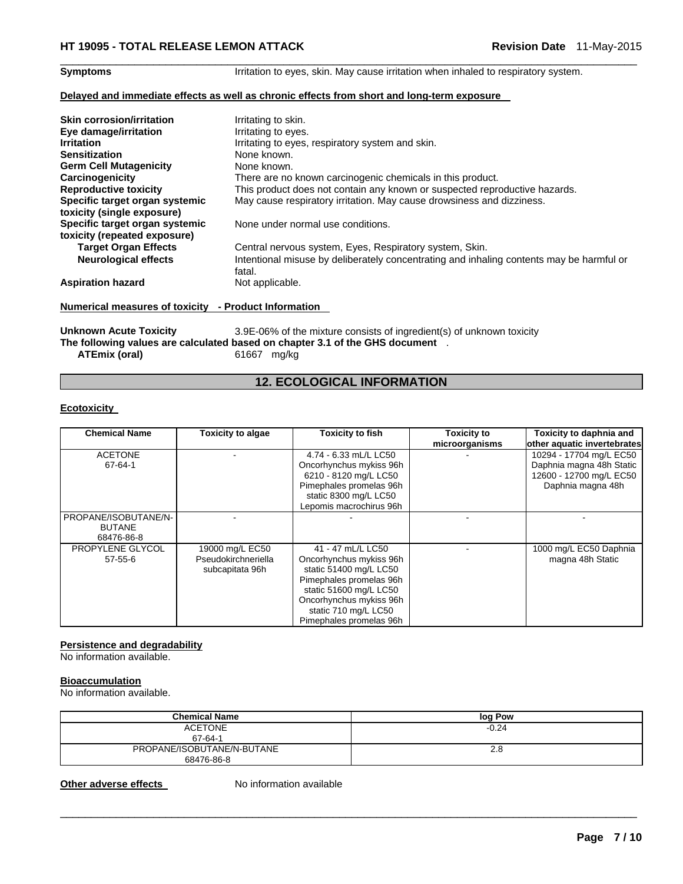**Symptoms** Irritation to eyes, skin. May cause irritation when inhaled to respiratory system.

**Delayed and immediate effects as well as chronic effects from short and long-term exposure**

| | |
|---|---|
| **Skin corrosion/irritation** | Irritating to skin. |
| **Eye damage/irritation** | Irritating to eyes. |
| **Irritation** | Irritating to eyes, respiratory system and skin. |
| **Sensitization** | None known. |
| **Germ Cell Mutagenicity** | None known. |
| **Carcinogenicity** | There are no known carcinogenic chemicals in this product. |
| **Reproductive toxicity** | This product does not contain any known or suspected reproductive hazards. |
| **Specific target organ systemic toxicity (single exposure)** | May cause respiratory irritation. May cause drowsiness and dizziness. |
| **Specific target organ systemic toxicity (repeated exposure)** | None under normal use conditions. |
| **Target Organ Effects** | Central nervous system, Eyes, Respiratory system, Skin. |
| **Neurological effects** | Intentional misuse by deliberately concentrating and inhaling contents may be harmful or fatal. |
| **Aspiration hazard** | Not applicable. |

**Numerical measures of toxicity - Product Information**

**Unknown Acute Toxicity** 3.9E-06% of the mixture consists of ingredient(s) of unknown toxicity

**The following values are calculated based on chapter 3.1 of the GHS document** .

**ATEmix (oral)** 61667 mg/kg

## 12. ECOLOGICAL INFORMATION

**Ecotoxicity**

| Chemical Name | Toxicity to algae | Toxicity to fish | Toxicity to microorganisms | Toxicity to daphnia and other aquatic invertebrates |
|---|---|---|---|---|
| ACETONE 67-64-1 | - | 4.74 - 6.33 mL/L LC50 Oncorhynchus mykiss 96h 6210 - 8120 mg/L LC50 Pimephales promelas 96h static 8300 mg/L LC50 Lepomis macrochirus 96h | - | 10294 - 17704 mg/L EC50 Daphnia magna 48h Static 12600 - 12700 mg/L EC50 Daphnia magna 48h |
| PROPANE/ISOBUTANE/N-BUTANE 68476-86-8 | - | - | - | - |
| PROPYLENE GLYCOL 57-55-6 | 19000 mg/L EC50 Pseudokirchneriella subcapitata 96h | 41 - 47 mL/L LC50 Oncorhynchus mykiss 96h static 51400 mg/L LC50 Pimephales promelas 96h static 51600 mg/L LC50 Oncorhynchus mykiss 96h static 710 mg/L LC50 Pimephales promelas 96h | - | 1000 mg/L EC50 Daphnia magna 48h Static |

**Persistence and degradability**

No information available.

**Bioaccumulation**

No information available.

| Chemical Name | log Pow |
|---|---|
| ACETONE 67-64-1 | -0.24 |
| PROPANE/ISOBUTANE/N-BUTANE 68476-86-8 | 2.8 |

**Other adverse effects** No information available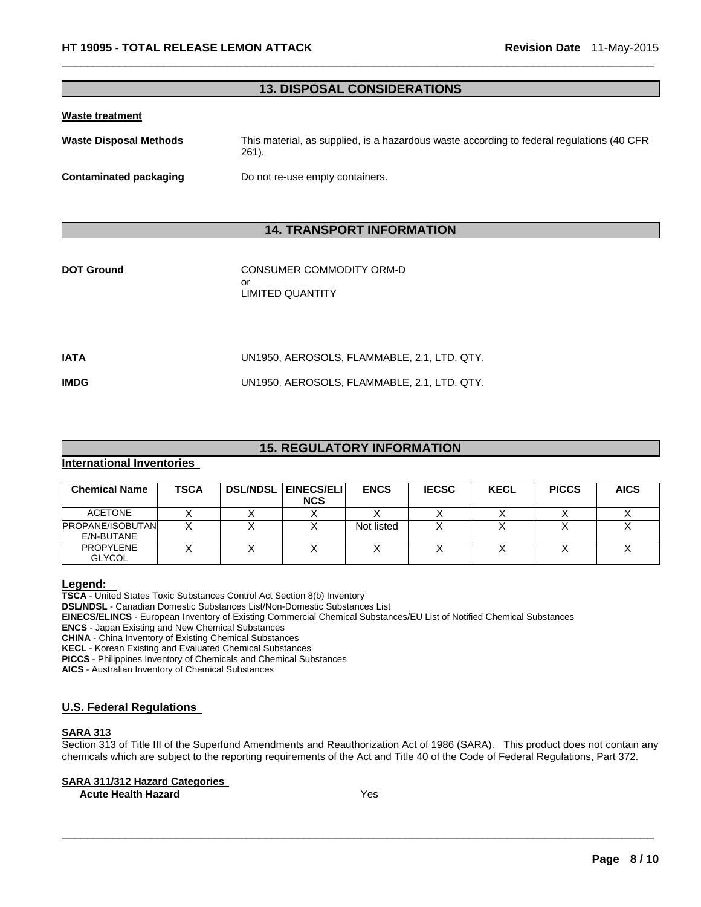## 13. DISPOSAL CONSIDERATIONS

**Waste treatment**

**Waste Disposal Methods** This material, as supplied, is a hazardous waste according to federal regulations (40 CFR 261).

**Contaminated packaging** Do not re-use empty containers.

## 14. TRANSPORT INFORMATION

**DOT Ground** CONSUMER COMMODITY ORM-D
or
LIMITED QUANTITY

**IATA** UN1950, AEROSOLS, FLAMMABLE, 2.1, LTD. QTY.

**IMDG** UN1950, AEROSOLS, FLAMMABLE, 2.1, LTD. QTY.

## 15. REGULATORY INFORMATION

**International Inventories**

| Chemical Name | TSCA | DSL/NDSL | EINECS/ELINCS | ENCS | IECSC | KECL | PICCS | AICS |
|---|---|---|---|---|---|---|---|---|
| ACETONE | X | X | X | X | X | X | X | X |
| PROPANE/ISOBUTANE/N-BUTANE | X | X | X | Not listed | X | X | X | X |
| PROPYLENE GLYCOL | X | X | X | X | X | X | X | X |

**Legend:**

**TSCA** - United States Toxic Substances Control Act Section 8(b) Inventory
**DSL/NDSL** - Canadian Domestic Substances List/Non-Domestic Substances List
**EINECS/ELINCS** - European Inventory of Existing Commercial Chemical Substances/EU List of Notified Chemical Substances
**ENCS** - Japan Existing and New Chemical Substances
**CHINA** - China Inventory of Existing Chemical Substances
**KECL** - Korean Existing and Evaluated Chemical Substances
**PICCS** - Philippines Inventory of Chemicals and Chemical Substances
**AICS** - Australian Inventory of Chemical Substances

**U.S. Federal Regulations**

**SARA 313**

Section 313 of Title III of the Superfund Amendments and Reauthorization Act of 1986 (SARA). This product does not contain any chemicals which are subject to the reporting requirements of the Act and Title 40 of the Code of Federal Regulations, Part 372.

**SARA 311/312 Hazard Categories**

**Acute Health Hazard** Yes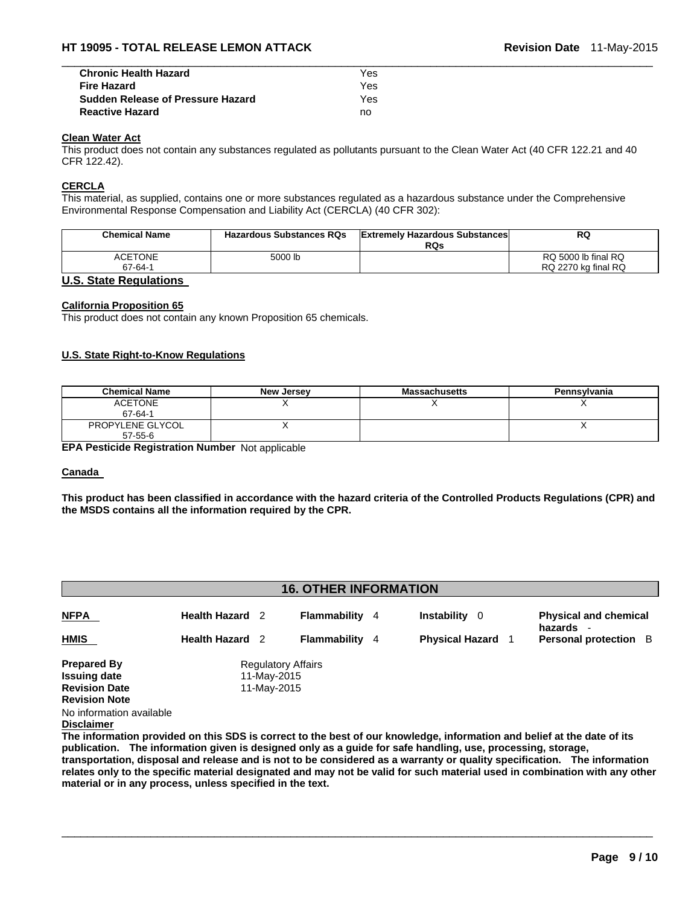| | |
|---|---|
| **Chronic Health Hazard** | Yes |
| **Fire Hazard** | Yes |
| **Sudden Release of Pressure Hazard** | Yes |
| **Reactive Hazard** | no |

**Clean Water Act**

This product does not contain any substances regulated as pollutants pursuant to the Clean Water Act (40 CFR 122.21 and 40 CFR 122.42).

**CERCLA**

This material, as supplied, contains one or more substances regulated as a hazardous substance under the Comprehensive Environmental Response Compensation and Liability Act (CERCLA) (40 CFR 302):

| Chemical Name | Hazardous Substances RQs | Extremely Hazardous Substances RQs | RQ |
|---|---|---|---|
| ACETONE<br>67-64-1 | 5000 lb | | RQ 5000 lb final RQ<br>RQ 2270 kg final RQ |

## U.S. State Regulations

**California Proposition 65**

This product does not contain any known Proposition 65 chemicals.

**U.S. State Right-to-Know Regulations**

| Chemical Name | New Jersey | Massachusetts | Pennsylvania |
|---|---|---|---|
| ACETONE<br>67-64-1 | X | X | X |
| PROPYLENE GLYCOL<br>57-55-6 | X | | X |

**EPA Pesticide Registration Number** Not applicable

**Canada**

**This product has been classified in accordance with the hazard criteria of the Controlled Products Regulations (CPR) and the MSDS contains all the information required by the CPR.**

## 16. OTHER INFORMATION

| | | | | |
|---|---|---|---|---|
| **NFPA** | **Health Hazard** 2 | **Flammability** 4 | **Instability** 0 | **Physical and chemical hazards** - |
| **HMIS** | **Health Hazard** 2 | **Flammability** 4 | **Physical Hazard** 1 | **Personal protection** B |

**Prepared By** Regulatory Affairs
**Issuing date** 11-May-2015
**Revision Date** 11-May-2015
**Revision Note**
No information available

**Disclaimer**

**The information provided on this SDS is correct to the best of our knowledge, information and belief at the date of its publication. The information given is designed only as a guide for safe handling, use, processing, storage, transportation, disposal and release and is not to be considered as a warranty or quality specification. The information relates only to the specific material designated and may not be valid for such material used in combination with any other material or in any process, unless specified in the text.**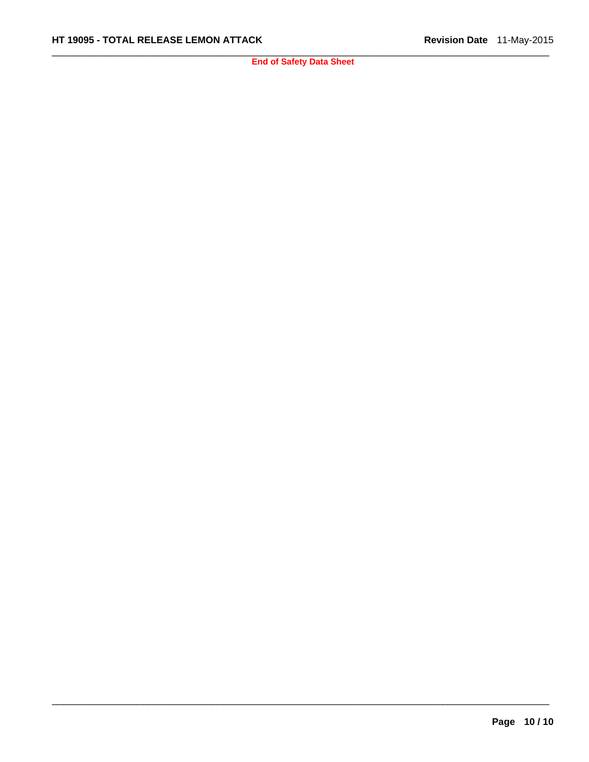**End of Safety Data Sheet**